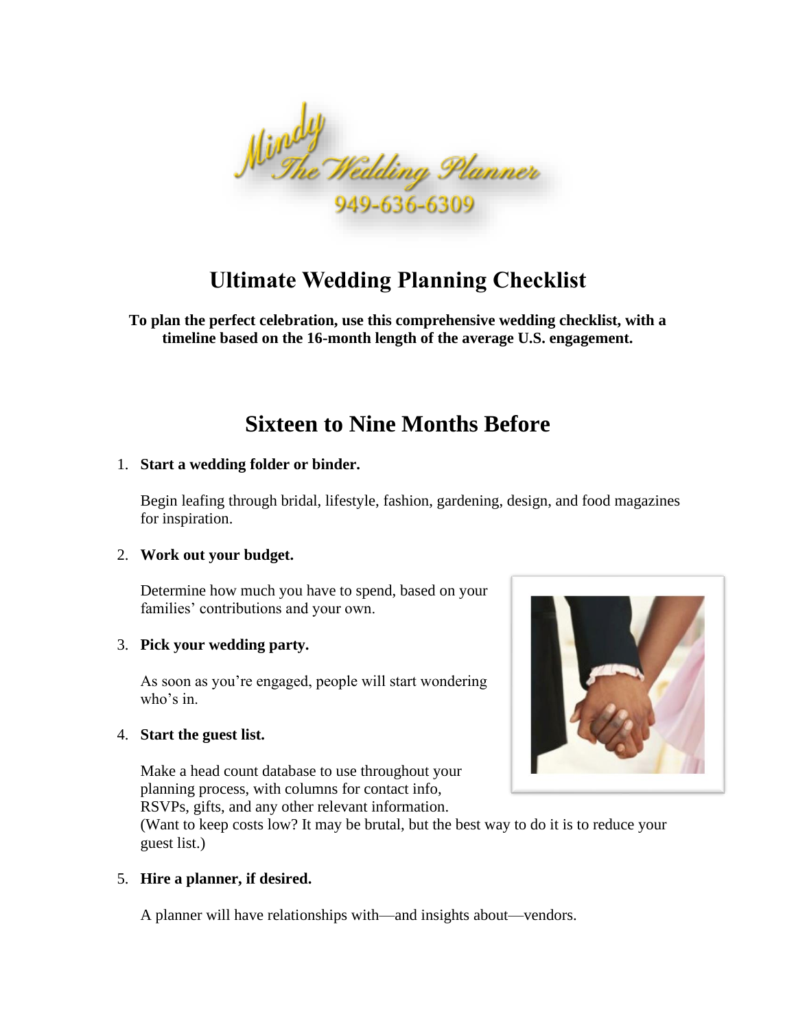Mindy The Wedding Planner
949-636-6309

# Ultimate Wedding Planning Checklist

**To plan the perfect celebration, use this comprehensive wedding checklist, with a timeline based on the 16-month length of the average U.S. engagement.**

## Sixteen to Nine Months Before

1. **Start a wedding folder or binder.**

   Begin leafing through bridal, lifestyle, fashion, gardening, design, and food magazines for inspiration.

2. **Work out your budget.**

   Determine how much you have to spend, based on your families' contributions and your own.

3. **Pick your wedding party.**

   As soon as you're engaged, people will start wondering who's in.

4. **Start the guest list.**

   Make a head count database to use throughout your planning process, with columns for contact info, RSVPs, gifts, and any other relevant information. (Want to keep costs low? It may be brutal, but the best way to do it is to reduce your guest list.)

5. **Hire a planner, if desired.**

   A planner will have relationships with—and insights about—vendors.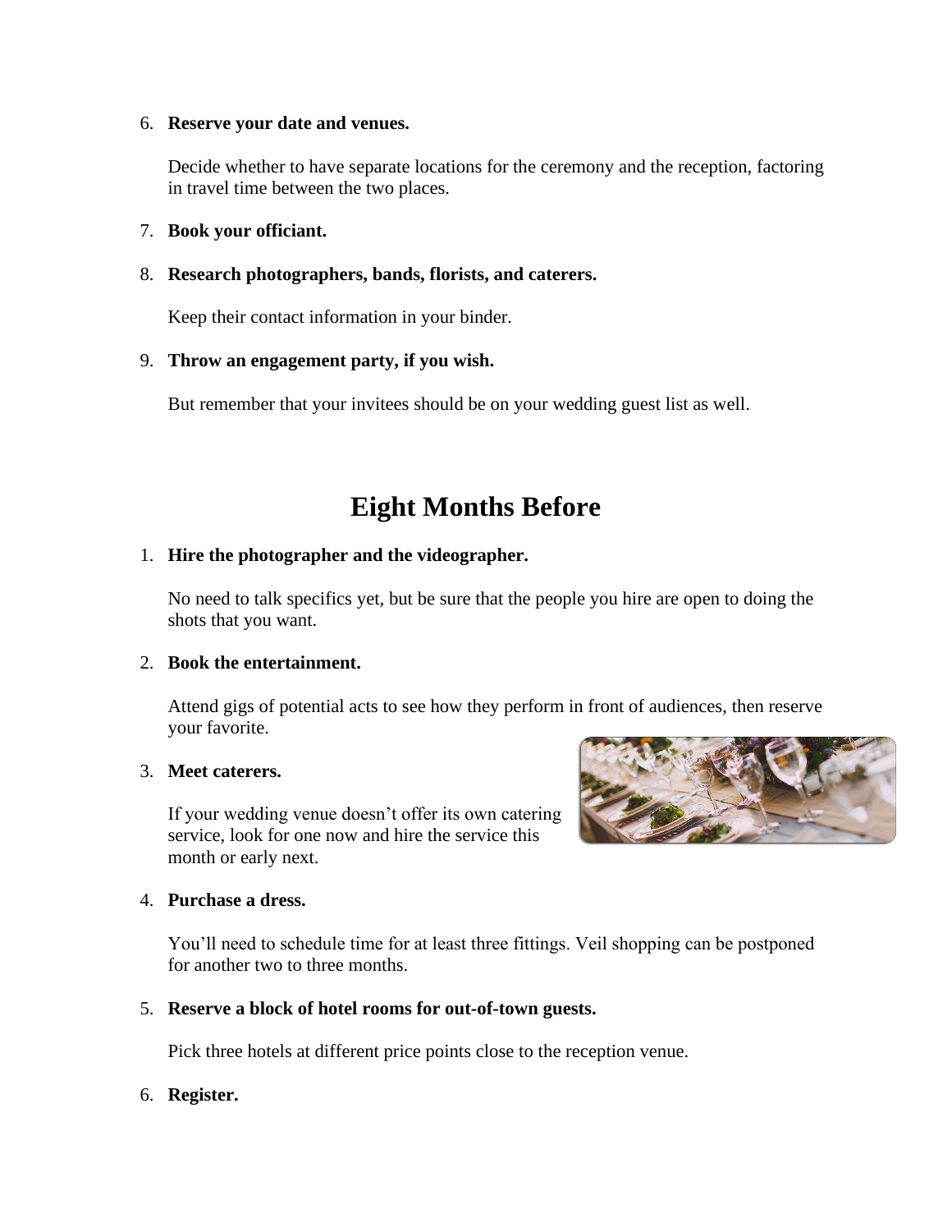6. **Reserve your date and venues.**

   Decide whether to have separate locations for the ceremony and the reception, factoring in travel time between the two places.

7. **Book your officiant.**

8. **Research photographers, bands, florists, and caterers.**

   Keep their contact information in your binder.

9. **Throw an engagement party, if you wish.**

   But remember that your invitees should be on your wedding guest list as well.

# Eight Months Before

1. **Hire the photographer and the videographer.**

   No need to talk specifics yet, but be sure that the people you hire are open to doing the shots that you want.

2. **Book the entertainment.**

   Attend gigs of potential acts to see how they perform in front of audiences, then reserve your favorite.

3. **Meet caterers.**

   If your wedding venue doesn't offer its own catering service, look for one now and hire the service this month or early next.

4. **Purchase a dress.**

   You'll need to schedule time for at least three fittings. Veil shopping can be postponed for another two to three months.

5. **Reserve a block of hotel rooms for out-of-town guests.**

   Pick three hotels at different price points close to the reception venue.

6. **Register.**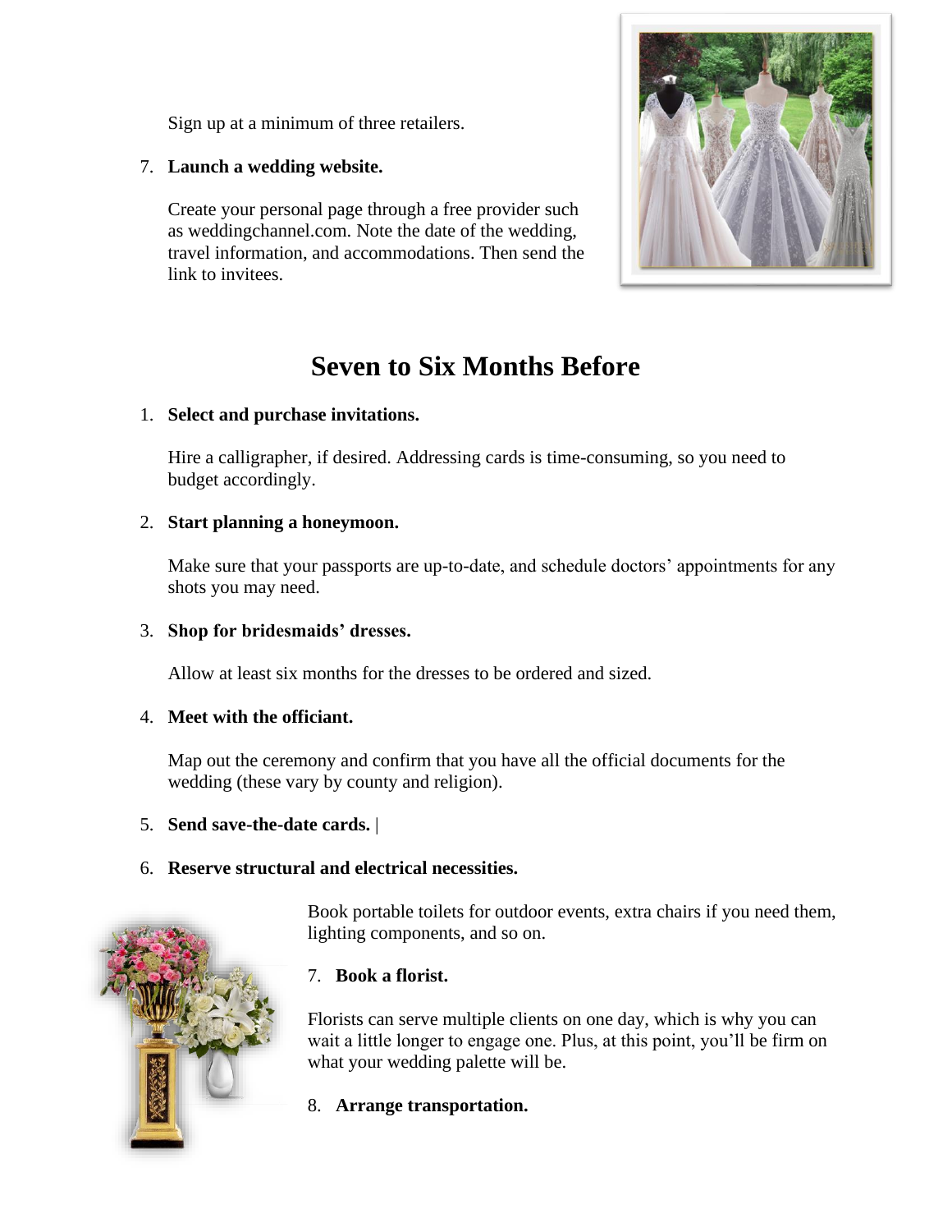Sign up at a minimum of three retailers.

7. **Launch a wedding website.**

   Create your personal page through a free provider such as weddingchannel.com. Note the date of the wedding, travel information, and accommodations. Then send the link to invitees.

## Seven to Six Months Before

1. **Select and purchase invitations.**

   Hire a calligrapher, if desired. Addressing cards is time-consuming, so you need to budget accordingly.

2. **Start planning a honeymoon.**

   Make sure that your passports are up-to-date, and schedule doctors' appointments for any shots you may need.

3. **Shop for bridesmaids' dresses.**

   Allow at least six months for the dresses to be ordered and sized.

4. **Meet with the officiant.**

   Map out the ceremony and confirm that you have all the official documents for the wedding (these vary by county and religion).

5. **Send save-the-date cards.** |

6. **Reserve structural and electrical necessities.**

   Book portable toilets for outdoor events, extra chairs if you need them, lighting components, and so on.

7. **Book a florist.**

   Florists can serve multiple clients on one day, which is why you can wait a little longer to engage one. Plus, at this point, you'll be firm on what your wedding palette will be.

8. **Arrange transportation.**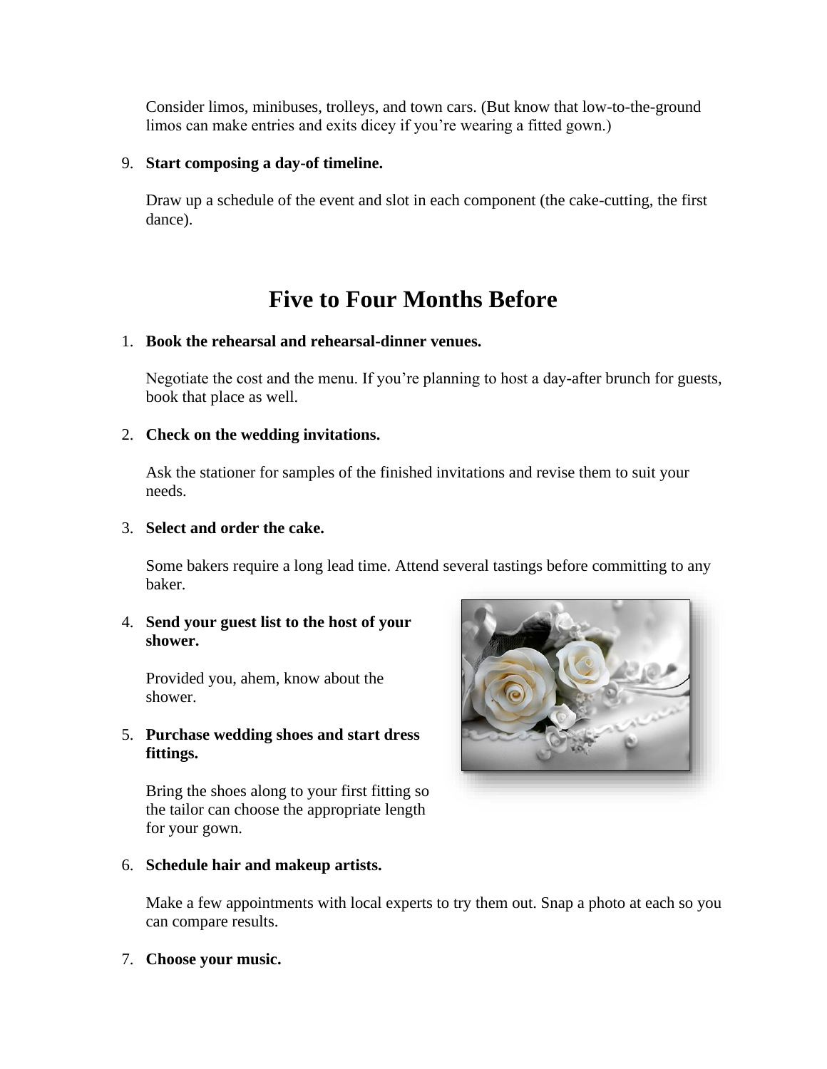Consider limos, minibuses, trolleys, and town cars. (But know that low-to-the-ground limos can make entries and exits dicey if you're wearing a fitted gown.)

9. **Start composing a day-of timeline.**

   Draw up a schedule of the event and slot in each component (the cake-cutting, the first dance).

# Five to Four Months Before

1. **Book the rehearsal and rehearsal-dinner venues.**

   Negotiate the cost and the menu. If you're planning to host a day-after brunch for guests, book that place as well.

2. **Check on the wedding invitations.**

   Ask the stationer for samples of the finished invitations and revise them to suit your needs.

3. **Select and order the cake.**

   Some bakers require a long lead time. Attend several tastings before committing to any baker.

4. **Send your guest list to the host of your shower.**

   Provided you, ahem, know about the shower.

5. **Purchase wedding shoes and start dress fittings.**

   Bring the shoes along to your first fitting so the tailor can choose the appropriate length for your gown.

6. **Schedule hair and makeup artists.**

   Make a few appointments with local experts to try them out. Snap a photo at each so you can compare results.

7. **Choose your music.**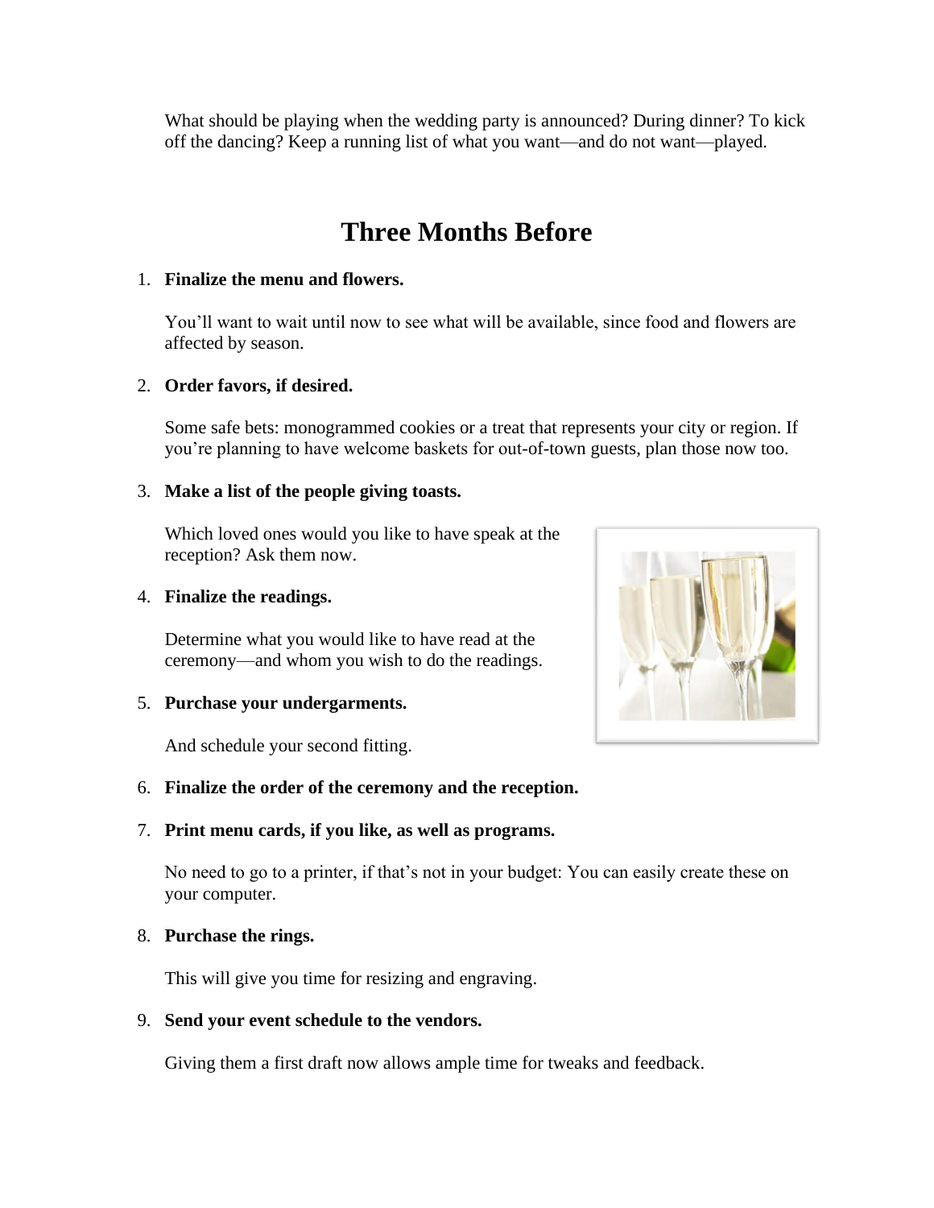What should be playing when the wedding party is announced? During dinner? To kick off the dancing? Keep a running list of what you want—and do not want—played.

## Three Months Before

1. **Finalize the menu and flowers.**

   You'll want to wait until now to see what will be available, since food and flowers are affected by season.

2. **Order favors, if desired.**

   Some safe bets: monogrammed cookies or a treat that represents your city or region. If you're planning to have welcome baskets for out-of-town guests, plan those now too.

3. **Make a list of the people giving toasts.**

   Which loved ones would you like to have speak at the reception? Ask them now.

4. **Finalize the readings.**

   Determine what you would like to have read at the ceremony—and whom you wish to do the readings.

5. **Purchase your undergarments.**

   And schedule your second fitting.

6. **Finalize the order of the ceremony and the reception.**

7. **Print menu cards, if you like, as well as programs.**

   No need to go to a printer, if that's not in your budget: You can easily create these on your computer.

8. **Purchase the rings.**

   This will give you time for resizing and engraving.

9. **Send your event schedule to the vendors.**

   Giving them a first draft now allows ample time for tweaks and feedback.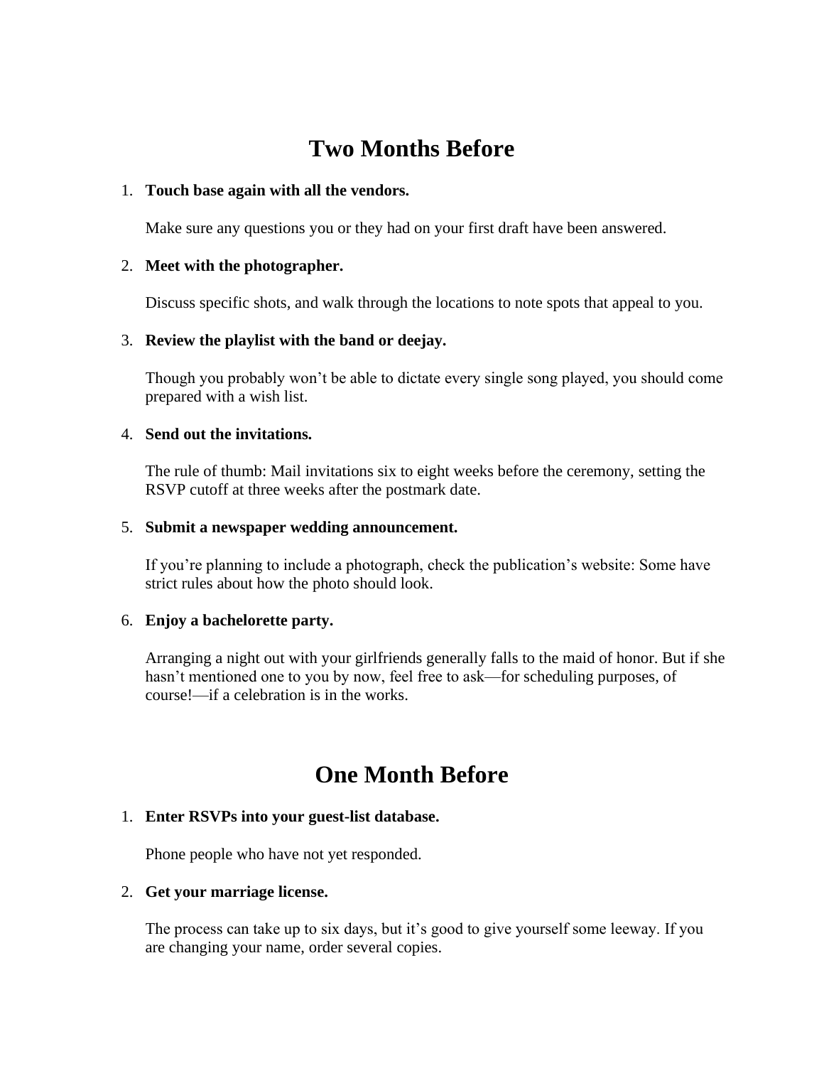## Two Months Before

1. **Touch base again with all the vendors.**

   Make sure any questions you or they had on your first draft have been answered.

2. **Meet with the photographer.**

   Discuss specific shots, and walk through the locations to note spots that appeal to you.

3. **Review the playlist with the band or deejay.**

   Though you probably won't be able to dictate every single song played, you should come prepared with a wish list.

4. **Send out the invitations.**

   The rule of thumb: Mail invitations six to eight weeks before the ceremony, setting the RSVP cutoff at three weeks after the postmark date.

5. **Submit a newspaper wedding announcement.**

   If you're planning to include a photograph, check the publication's website: Some have strict rules about how the photo should look.

6. **Enjoy a bachelorette party.**

   Arranging a night out with your girlfriends generally falls to the maid of honor. But if she hasn't mentioned one to you by now, feel free to ask—for scheduling purposes, of course!—if a celebration is in the works.

## One Month Before

1. **Enter RSVPs into your guest-list database.**

   Phone people who have not yet responded.

2. **Get your marriage license.**

   The process can take up to six days, but it's good to give yourself some leeway. If you are changing your name, order several copies.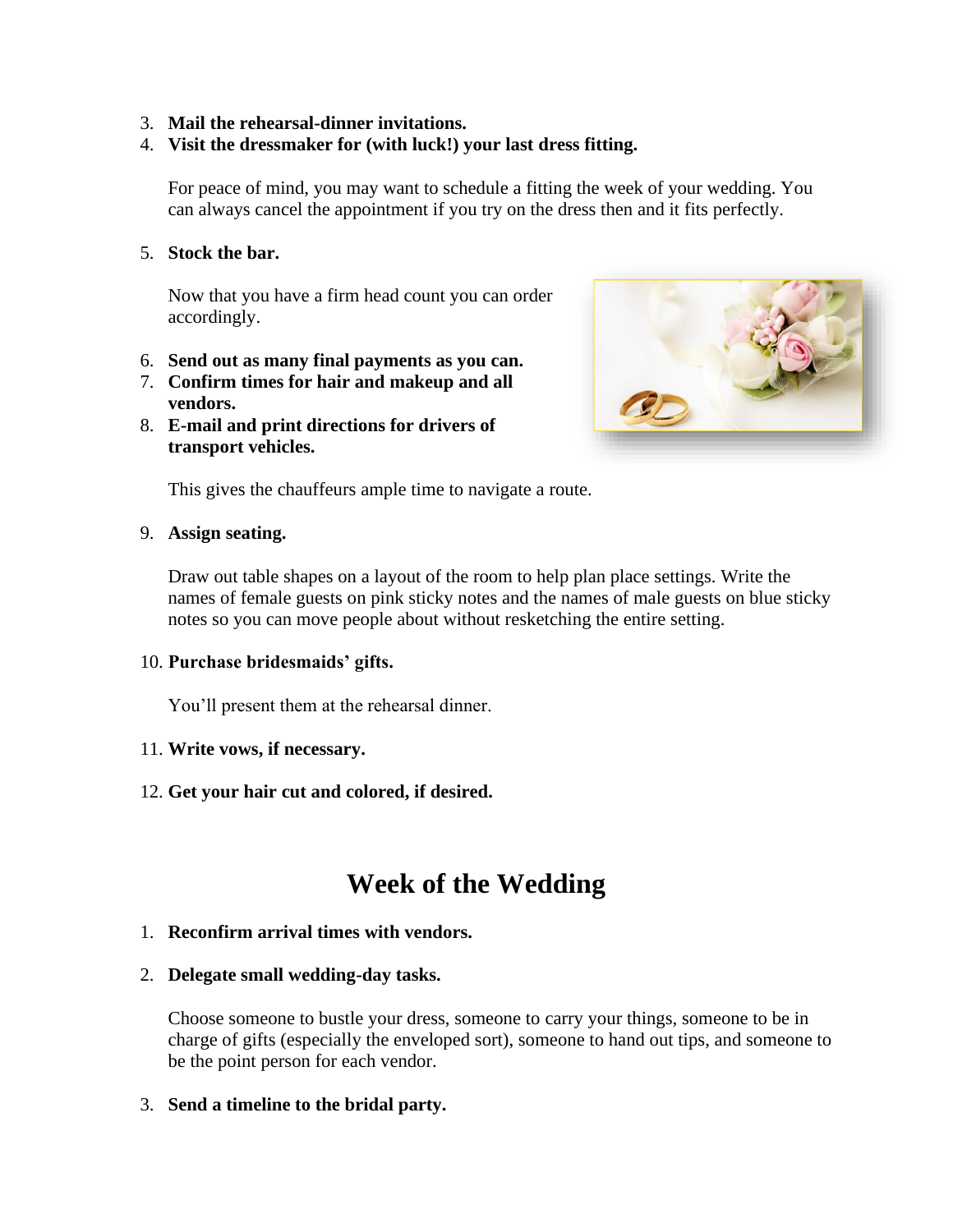3. **Mail the rehearsal-dinner invitations.**
4. **Visit the dressmaker for (with luck!) your last dress fitting.**

   For peace of mind, you may want to schedule a fitting the week of your wedding. You can always cancel the appointment if you try on the dress then and it fits perfectly.

5. **Stock the bar.**

   Now that you have a firm head count you can order accordingly.

6. **Send out as many final payments as you can.**
7. **Confirm times for hair and makeup and all vendors.**
8. **E-mail and print directions for drivers of transport vehicles.**

   This gives the chauffeurs ample time to navigate a route.

9. **Assign seating.**

   Draw out table shapes on a layout of the room to help plan place settings. Write the names of female guests on pink sticky notes and the names of male guests on blue sticky notes so you can move people about without resketching the entire setting.

10. **Purchase bridesmaids' gifts.**

    You'll present them at the rehearsal dinner.

11. **Write vows, if necessary.**

12. **Get your hair cut and colored, if desired.**

# Week of the Wedding

1. **Reconfirm arrival times with vendors.**

2. **Delegate small wedding-day tasks.**

   Choose someone to bustle your dress, someone to carry your things, someone to be in charge of gifts (especially the enveloped sort), someone to hand out tips, and someone to be the point person for each vendor.

3. **Send a timeline to the bridal party.**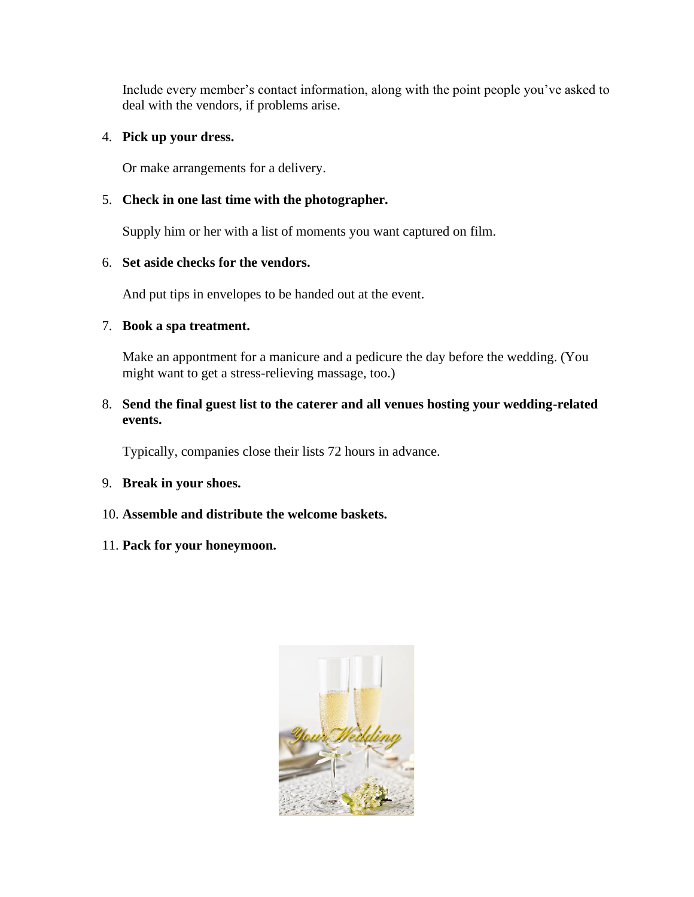Include every member's contact information, along with the point people you've asked to deal with the vendors, if problems arise.

4. **Pick up your dress.**

   Or make arrangements for a delivery.

5. **Check in one last time with the photographer.**

   Supply him or her with a list of moments you want captured on film.

6. **Set aside checks for the vendors.**

   And put tips in envelopes to be handed out at the event.

7. **Book a spa treatment.**

   Make an appontment for a manicure and a pedicure the day before the wedding. (You might want to get a stress-relieving massage, too.)

8. **Send the final guest list to the caterer and all venues hosting your wedding-related events.**

   Typically, companies close their lists 72 hours in advance.

9. **Break in your shoes.**

10. **Assemble and distribute the welcome baskets.**

11. **Pack for your honeymoon.**